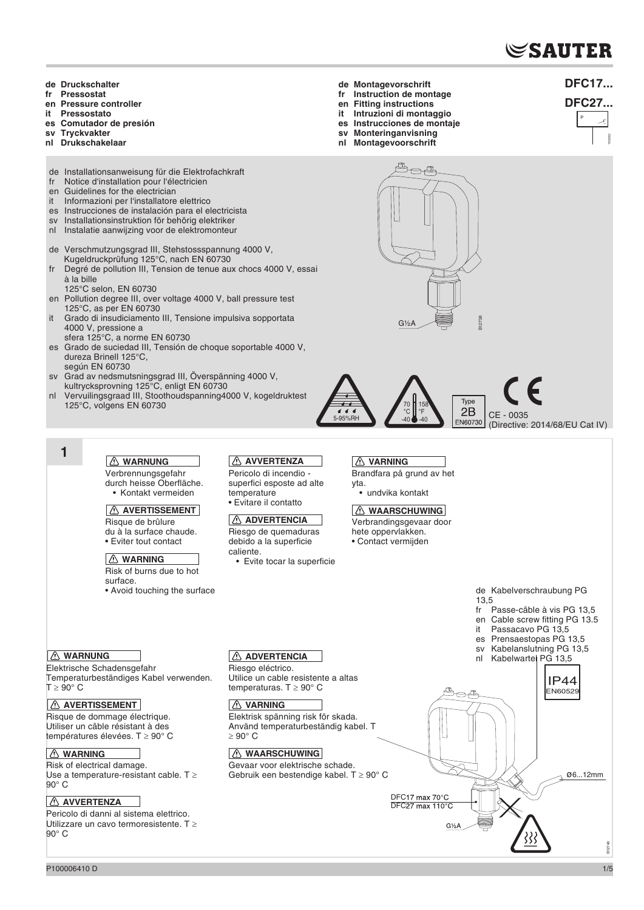SAUTER

- de Druckschalter
- fr Pressostat
- en Pressure controller
- it Pressostato
- es Comutador de presión
- sv Tryckvakter
- nl Drukschakelaar

- de Montagevorschrift
- fr Instruction de montage
- en Fitting instructions
- it Intruzioni di montaggio
- es Instrucciones de montaje
- sv Monteringanvisning
- nl Montagevoorschrift

# DFC17...

# DFC27...

- de Installationsanweisung für die Elektrofachkraft
- fr Notice d'installation pour l'électricien
- en Guidelines for the electrician
- it Informazioni per l'installatore elettrico
- es Instrucciones de instalación para el electricista
- sv Installationsinstruktion för behörig elektriker
- nl Instalatie aanwijzing voor de elektromonteur

- de Verschmutzungsgrad III, Stehstossspannung 4000 V, Kugeldruckprüfung 125°C, nach EN 60730
- fr Degré de pollution III, Tension de tenue aux chocs 4000 V, essai à la bille 125°C selon, EN 60730
- en Pollution degree III, over voltage 4000 V, ball pressure test 125°C, as per EN 60730
- it Grado di insudiciamento III, Tensione impulsiva sopportata 4000 V, pressione a sfera 125°C, a norme EN 60730
- es Grado de suciedad III, Tensión de choque soportable 4000 V, dureza Brinell 125°C, según EN 60730
- sv Grad av nedsmutsningsgrad III, Överspänning 4000 V, kultrycksprovning 125°C, enligt EN 60730
- nl Vervuilingsgraad III, Stoothoudspanning4000 V, kogeldruktest 125°C, volgens EN 60730

G½A

5-95%RH

70 °C 158 °F, -40 -40

Type 2B EN60730

CE - 0035 (Directive: 2014/68/EU Cat IV)

## 1

**⚠ WARNUNG**
Verbrennungsgefahr durch heisse Oberfläche.
- Kontakt vermeiden

**⚠ AVERTISSEMENT**
Risque de brûlure du à la surface chaude.
- Eviter tout contact

**⚠ WARNING**
Risk of burns due to hot surface.
- Avoid touching the surface

**⚠ AVVERTENZA**
Pericolo di incendio - superfici esposte ad alte temperature
- Evitare il contatto

**⚠ ADVERTENCIA**
Riesgo de quemaduras debido a la superficie caliente.
- Evite tocar la superficie

**⚠ VARNING**
Brandfara på grund av het yta.
- undvika kontakt

**⚠ WAARSCHUWING**
Verbrandingsgevaar door hete oppervlakken.
- Contact vermijden

**⚠ WARNUNG**
Elektrische Schadensgefahr
Temperaturbeständiges Kabel verwenden. T ≥ 90° C

**⚠ AVERTISSEMENT**
Risque de dommage électrique.
Utiliser un câble résistant à des températures élevées. T ≥ 90° C

**⚠ WARNING**
Risk of electrical damage.
Use a temperature-resistant cable. T ≥ 90° C

**⚠ AVVERTENZA**
Pericolo di danni al sistema elettrico.
Utilizzare un cavo termoresistente. T ≥ 90° C

**⚠ ADVERTENCIA**
Riesgo eléctrico.
Utilice un cable resistente a altas temperaturas. T ≥ 90° C

**⚠ VARNING**
Elektrisk spänning risk för skada.
Använd temperaturbeständig kabel. T ≥ 90° C

**⚠ WAARSCHUWING**
Gevaar voor elektrische schade.
Gebruik een bestendige kabel. T ≥ 90° C

- de Kabelverschraubung PG 13,5
- fr Passe-câble à vis PG 13,5
- en Cable screw fitting PG 13.5
- it Passacavo PG 13,5
- es Prensaestopas PG 13,5
- sv Kabelanslutning PG 13,5
- nl Kabelwartel PG 13,5

IP44 EN60529

Ø6...12mm

DFC17 max 70°C
DFC27 max 110°C

G½A

P100006410 D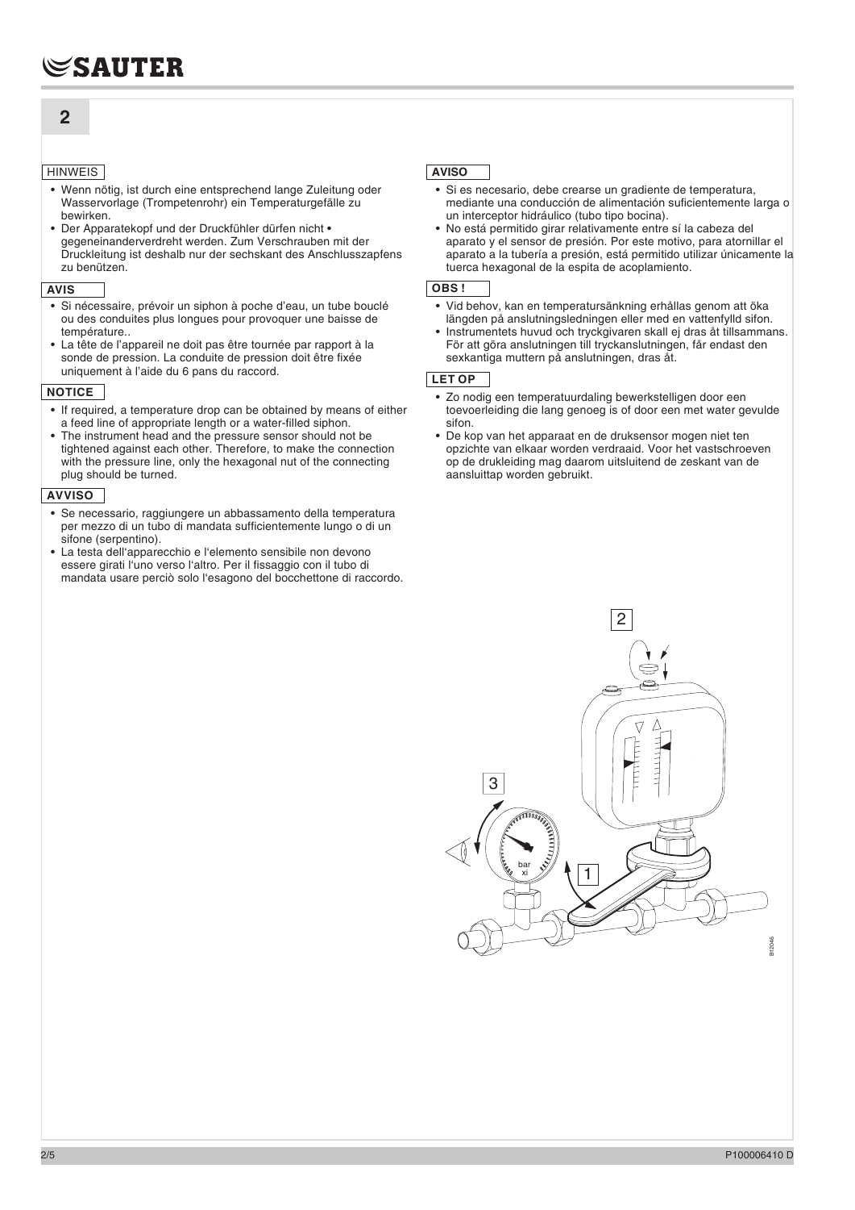## 2

**HINWEIS**

- Wenn nötig, ist durch eine entsprechend lange Zuleitung oder Wasservorlage (Trompetenrohr) ein Temperaturgefälle zu bewirken.
- Der Apparatekopf und der Druckfühler dürfen nicht • gegeneinanderverdreht werden. Zum Verschrauben mit der Druckleitung ist deshalb nur der sechskant des Anschlusszapfens zu benützen.

**AVIS**

- Si nécessaire, prévoir un siphon à poche d'eau, un tube bouclé ou des conduites plus longues pour provoquer une baisse de température..
- La tête de l'appareil ne doit pas être tournée par rapport à la sonde de pression. La conduite de pression doit être fixée uniquement à l'aide du 6 pans du raccord.

**NOTICE**

- If required, a temperature drop can be obtained by means of either a feed line of appropriate length or a water-filled siphon.
- The instrument head and the pressure sensor should not be tightened against each other. Therefore, to make the connection with the pressure line, only the hexagonal nut of the connecting plug should be turned.

**AVVISO**

- Se necessario, raggiungere un abbassamento della temperatura per mezzo di un tubo di mandata sufficientemente lungo o di un sifone (serpentino).
- La testa dell'apparecchio e l'elemento sensibile non devono essere girati l'uno verso l'altro. Per il fissaggio con il tubo di mandata usare perciò solo l'esagono del bocchettone di raccordo.

**AVISO**

- Si es necesario, debe crearse un gradiente de temperatura, mediante una conducción de alimentación suficientemente larga o un interceptor hidráulico (tubo tipo bocina).
- No está permitido girar relativamente entre sí la cabeza del aparato y el sensor de presión. Por este motivo, para atornillar el aparato a la tubería a presión, está permitido utilizar únicamente la tuerca hexagonal de la espita de acoplamiento.

**OBS !**

- Vid behov, kan en temperatursänkning erhållas genom att öka längden på anslutningsledningen eller med en vattenfylld sifon.
- Instrumentets huvud och tryckgivaren skall ej dras åt tillsammans. För att göra anslutningen till tryckanslutningen, får endast den sexkantiga muttern på anslutningen, dras åt.

**LET OP**

- Zo nodig een temperatuurdaling bewerkstelligen door een toevoerleiding die lang genoeg is of door een met water gevulde sifon.
- De kop van het apparaat en de druksensor mogen niet ten opzichte van elkaar worden verdraaid. Voor het vastschroeven op de drukleiding mag daarom uitsluitend de zeskant van de aansluittap worden gebruikt.

2

3

bar
xi

1

B12046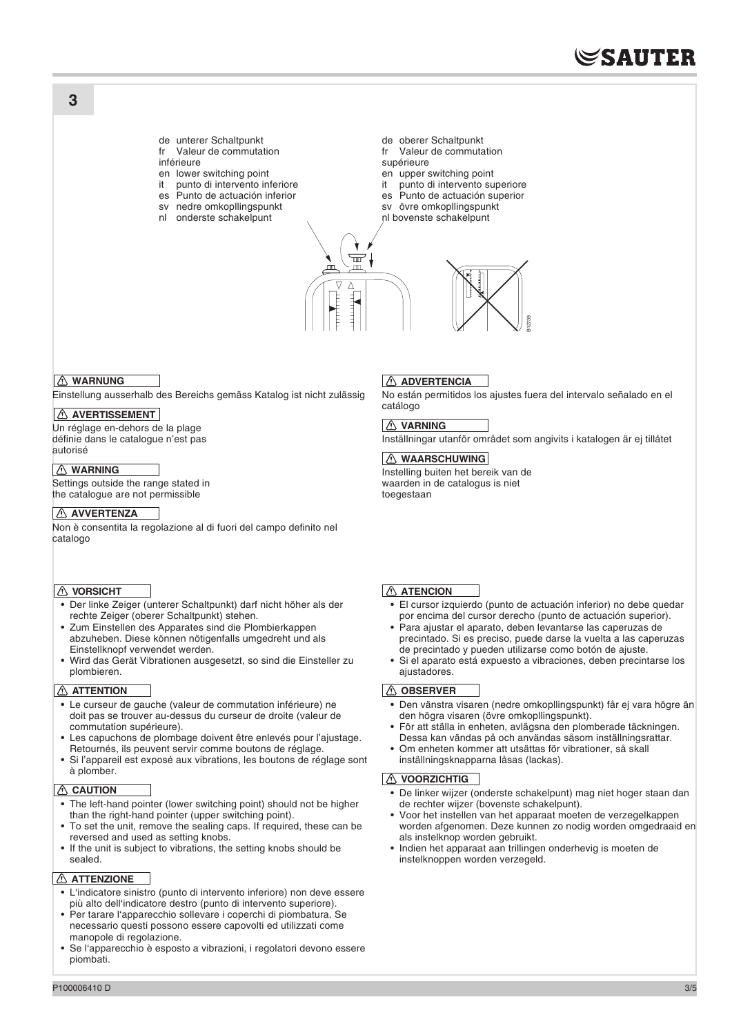# 3

de unterer Schaltpunkt
fr Valeur de commutation inférieure
en lower switching point
it punto di intervento inferiore
es Punto de actuación inferior
sv nedre omkopllingspunkt
nl onderste schakelpunt

de oberer Schaltpunkt
fr Valeur de commutation supérieure
en upper switching point
it punto di intervento superiore
es Punto de actuación superior
sv övre omkopllingspunkt
nl bovenste schakelpunt

B12739

**⚠ WARNUNG**

Einstellung ausserhalb des Bereichs gemäss Katalog ist nicht zulässig

**⚠ AVERTISSEMENT**

Un réglage en-dehors de la plage définie dans le catalogue n'est pas autorisé

**⚠ WARNING**

Settings outside the range stated in the catalogue are not permissible

**⚠ AVVERTENZA**

Non è consentita la regolazione al di fuori del campo definito nel catalogo

**⚠ ADVERTENCIA**

No están permitidos los ajustes fuera del intervalo señalado en el catálogo

**⚠ VARNING**

Inställningar utanför området som angivits i katalogen är ej tillåtet

**⚠ WAARSCHUWING**

Instelling buiten het bereik van de waarden in de catalogus is niet toegestaan

**⚠ VORSICHT**

- Der linke Zeiger (unterer Schaltpunkt) darf nicht höher als der rechte Zeiger (oberer Schaltpunkt) stehen.
- Zum Einstellen des Apparates sind die Plombierkappen abzuheben. Diese können nötigenfalls umgedreht und als Einstellknopf verwendet werden.
- Wird das Gerät Vibrationen ausgesetzt, so sind die Einsteller zu plombieren.

**⚠ ATTENTION**

- Le curseur de gauche (valeur de commutation inférieure) ne doit pas se trouver au-dessus du curseur de droite (valeur de commutation supérieure).
- Les capuchons de plombage doivent être enlevés pour l'ajustage. Retournés, ils peuvent servir comme boutons de réglage.
- Si l'appareil est exposé aux vibrations, les boutons de réglage sont à plomber.

**⚠ CAUTION**

- The left-hand pointer (lower switching point) should not be higher than the right-hand pointer (upper switching point).
- To set the unit, remove the sealing caps. If required, these can be reversed and used as setting knobs.
- If the unit is subject to vibrations, the setting knobs should be sealed.

**⚠ ATTENZIONE**

- L'indicatore sinistro (punto di intervento inferiore) non deve essere più alto dell'indicatore destro (punto di intervento superiore).
- Per tarare l'apparecchio sollevare i coperchi di piombatura. Se necessario questi possono essere capovolti ed utilizzati come manopole di regolazione.
- Se l'apparecchio è esposto a vibrazioni, i regolatori devono essere piombati.

**⚠ ATENCION**

- El cursor izquierdo (punto de actuación inferior) no debe quedar por encima del cursor derecho (punto de actuación superior).
- Para ajustar el aparato, deben levantarse las caperuzas de precintado. Si es preciso, puede darse la vuelta a las caperuzas de precintado y pueden utilizarse como botón de ajuste.
- Si el aparato está expuesto a vibraciones, deben precintarse los ajustadores.

**⚠ OBSERVER**

- Den vänstra visaren (nedre omkopllingspunkt) får ej vara högre än den högra visaren (övre omkopllingspunkt).
- För att ställa in enheten, avlägsna den plomberade täckningen. Dessa kan vändas på och användas såsom inställningsrattar.
- Om enheten kommer att utsättas för vibrationer, så skall inställningsknapparna låsas (lackas).

**⚠ VOORZICHTIG**

- De linker wijzer (onderste schakelpunt) mag niet hoger staan dan de rechter wijzer (bovenste schakelpunt).
- Voor het instellen van het apparaat moeten de verzegelkappen worden afgenomen. Deze kunnen zo nodig worden omgedraaid en als instelknop worden gebruikt.
- Indien het apparaat aan trillingen onderhevig is moeten de instelknoppen worden verzegeld.

P100006410 D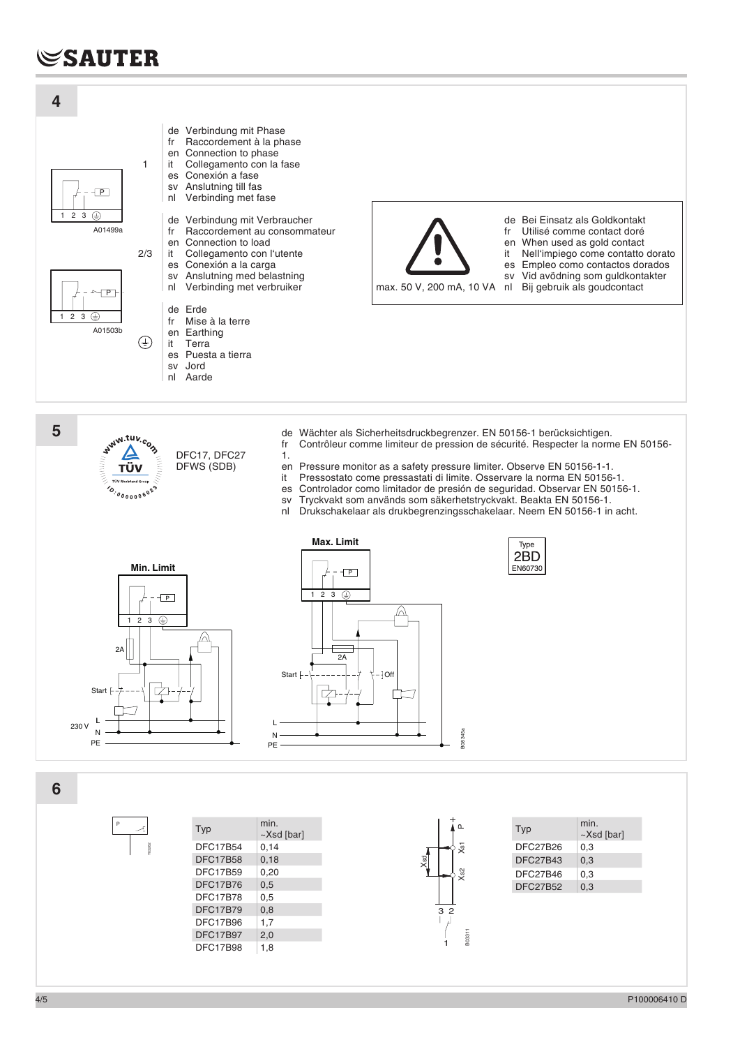## 4

A01499a

A01503b

1

- de Verbindung mit Phase
- fr Raccordement à la phase
- en Connection to phase
- it Collegamento con la fase
- es Conexión a fase
- sv Anslutning till fas
- nl Verbinding met fase

2/3

- de Verbindung mit Verbraucher
- fr Raccordement au consommateur
- en Connection to load
- it Collegamento con l'utente
- es Conexión a la carga
- sv Anslutning med belastning
- nl Verbinding met verbruiker

⏚

- de Erde
- fr Mise à la terre
- en Earthing
- it Terra
- es Puesta a tierra
- sv Jord
- nl Aarde

max. 50 V, 200 mA, 10 VA

- de Bei Einsatz als Goldkontakt
- fr Utilisé comme contact doré
- en When used as gold contact
- it Nell'impiego come contatto dorato
- es Empleo como contactos dorados
- sv Vid avödning som guldkontakter
- nl Bij gebruik als goudcontact

## 5

www.tuv.com TÜV Rheinland Group ID: 0000006023

DFC17, DFC27
DFWS (SDB)

- de Wächter als Sicherheitsdruckbegrenzer. EN 50156-1 berücksichtigen.
- fr Contrôleur comme limiteur de pression de sécurité. Respecter la norme EN 50156-1.
- en Pressure monitor as a safety pressure limiter. Observe EN 50156-1-1.
- it Pressostato come pressastati di limite. Osservare la norma EN 50156-1.
- es Controlador como limitador de presión de seguridad. Observar EN 50156-1.
- sv Tryckvakt som används som säkerhetstryckvakt. Beakta EN 50156-1.
- nl Drukschakelaar als drukbegrenzingsschakelaar. Neem EN 50156-1 in acht.

Min. Limit

Max. Limit

Type 2BD EN60730

B08345a

## 6

| Typ | min. ~Xsd [bar] |
|---|---|
| DFC17B54 | 0,14 |
| DFC17B58 | 0,18 |
| DFC17B59 | 0,20 |
| DFC17B76 | 0,5 |
| DFC17B78 | 0,5 |
| DFC17B79 | 0,8 |
| DFC17B96 | 1,7 |
| DFC17B97 | 2,0 |
| DFC17B98 | 1,8 |

B03311

| Typ | min. ~Xsd [bar] |
|---|---|
| DFC27B26 | 0,3 |
| DFC27B43 | 0,3 |
| DFC27B46 | 0,3 |
| DFC27B52 | 0,3 |

P100006410 D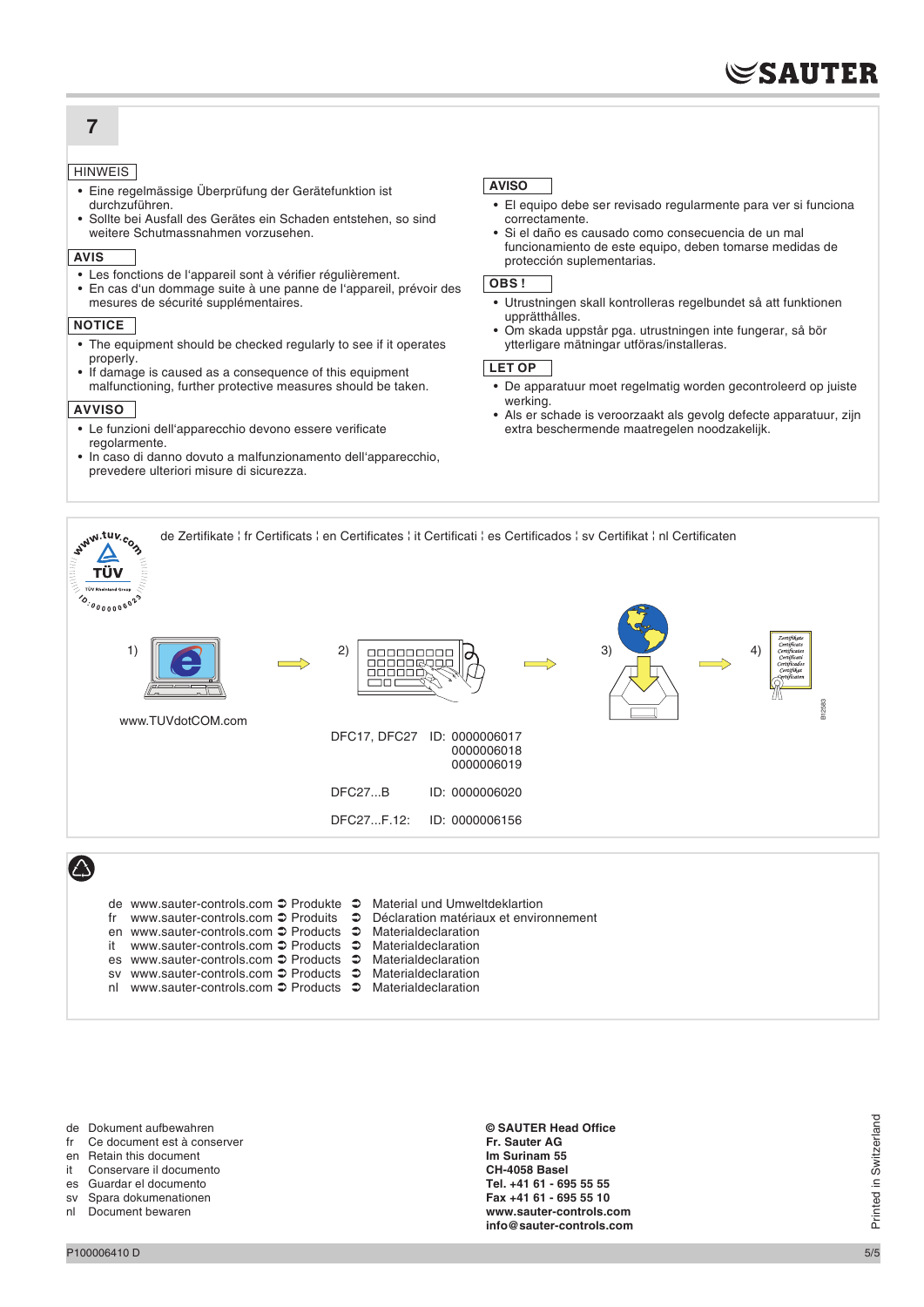## 7

**HINWEIS**

- Eine regelmässige Überprüfung der Gerätefunktion ist durchzuführen.
- Sollte bei Ausfall des Gerätes ein Schaden entstehen, so sind weitere Schutmassnahmen vorzusehen.

**AVIS**

- Les fonctions de l'appareil sont à vérifier régulièrement.
- En cas d'un dommage suite à une panne de l'appareil, prévoir des mesures de sécurité supplémentaires.

**NOTICE**

- The equipment should be checked regularly to see if it operates properly.
- If damage is caused as a consequence of this equipment malfunctioning, further protective measures should be taken.

**AVVISO**

- Le funzioni dell'apparecchio devono essere verificate regolarmente.
- In caso di danno dovuto a malfunzionamento dell'apparecchio, prevedere ulteriori misure di sicurezza.

**AVISO**

- El equipo debe ser revisado regularmente para ver si funciona correctamente.
- Si el daño es causado como consecuencia de un mal funcionamiento de este equipo, deben tomarse medidas de protección suplementarias.

**OBS !**

- Utrustningen skall kontrolleras regelbundet så att funktionen upprätthålles.
- Om skada uppstår pga. utrustningen inte fungerar, så bör ytterligare mätningar utföras/installeras.

**LET OP**

- De apparatuur moet regelmatig worden gecontroleerd op juiste werking.
- Als er schade is veroorzaakt als gevolg defecte apparatuur, zijn extra beschermende maatregelen noodzakelijk.

de Zertifikate ¦ fr Certificats ¦ en Certificates ¦ it Certificati ¦ es Certificados ¦ sv Certifikat ¦ nl Certificaten

1) www.TUVdotCOM.com

2)

3)

4)

| | |
|---|---|
| DFC17, DFC27 | ID: 0000006017<br>0000006018<br>0000006019 |
| DFC27...B | ID: 0000006020 |
| DFC27...F.12: | ID: 0000006156 |

de www.sauter-controls.com ➲ Produkte ➲ Material und Umweltdeklartion
fr www.sauter-controls.com ➲ Produits ➲ Déclaration matériaux et environnement
en www.sauter-controls.com ➲ Products ➲ Materialdeclaration
it www.sauter-controls.com ➲ Products ➲ Materialdeclaration
es www.sauter-controls.com ➲ Products ➲ Materialdeclaration
sv www.sauter-controls.com ➲ Products ➲ Materialdeclaration
nl www.sauter-controls.com ➲ Products ➲ Materialdeclaration

de Dokument aufbewahren
fr Ce document est à conserver
en Retain this document
it Conservare il documento
es Guardar el documento
sv Spara dokumenationen
nl Document bewaren

**© SAUTER Head Office**
**Fr. Sauter AG**
**Im Surinam 55**
**CH-4058 Basel**
**Tel. +41 61 - 695 55 55**
**Fax +41 61 - 695 55 10**
**www.sauter-controls.com**
**info@sauter-controls.com**

Printed in Switzerland

P100006410 D